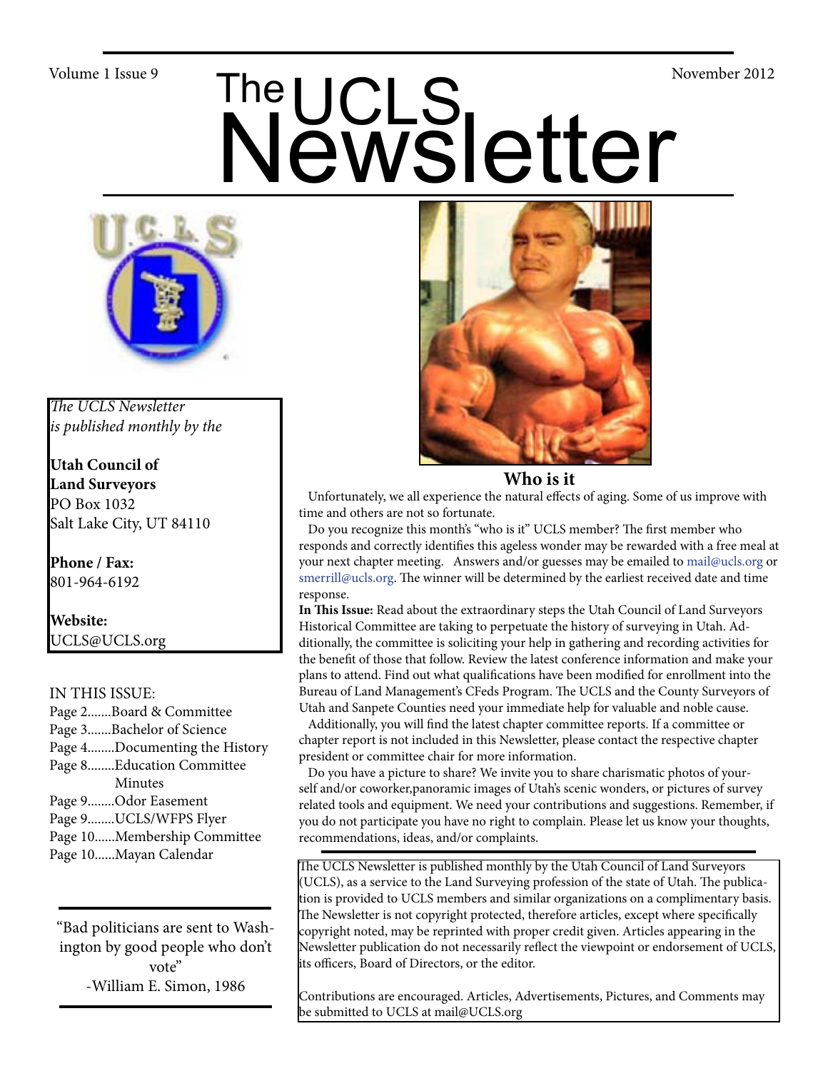Volume 1 Issue 9 — November 2012

# The UCLS Newsletter

*The UCLS Newsletter is published monthly by the*

**Utah Council of Land Surveyors**
PO Box 1032
Salt Lake City, UT 84110

**Phone / Fax:**
801-964-6192

**Website:**
UCLS@UCLS.org

IN THIS ISSUE:

- Page 2.......Board & Committee
- Page 3.......Bachelor of Science
- Page 4........Documenting the History
- Page 8........Education Committee Minutes
- Page 9........Odor Easement
- Page 9........UCLS/WFPS Flyer
- Page 10......Membership Committee
- Page 10......Mayan Calendar

"Bad politicians are sent to Washington by good people who don't vote"
-William E. Simon, 1986

## Who is it

Unfortunately, we all experience the natural effects of aging. Some of us improve with time and others are not so fortunate.

Do you recognize this month's "who is it" UCLS member? The first member who responds and correctly identifies this ageless wonder may be rewarded with a free meal at your next chapter meeting. Answers and/or guesses may be emailed to mail@ucls.org or smerrill@ucls.org. The winner will be determined by the earliest received date and time response.

**In This Issue:** Read about the extraordinary steps the Utah Council of Land Surveyors Historical Committee are taking to perpetuate the history of surveying in Utah. Additionally, the committee is soliciting your help in gathering and recording activities for the benefit of those that follow. Review the latest conference information and make your plans to attend. Find out what qualifications have been modified for enrollment into the Bureau of Land Management's CFeds Program. The UCLS and the County Surveyors of Utah and Sanpete Counties need your immediate help for valuable and noble cause.

Additionally, you will find the latest chapter committee reports. If a committee or chapter report is not included in this Newsletter, please contact the respective chapter president or committee chair for more information.

Do you have a picture to share? We invite you to share charismatic photos of yourself and/or coworker,panoramic images of Utah's scenic wonders, or pictures of survey related tools and equipment. We need your contributions and suggestions. Remember, if you do not participate you have no right to complain. Please let us know your thoughts, recommendations, ideas, and/or complaints.

The UCLS Newsletter is published monthly by the Utah Council of Land Surveyors (UCLS), as a service to the Land Surveying profession of the state of Utah. The publication is provided to UCLS members and similar organizations on a complimentary basis. The Newsletter is not copyright protected, therefore articles, except where specifically copyright noted, may be reprinted with proper credit given. Articles appearing in the Newsletter publication do not necessarily reflect the viewpoint or endorsement of UCLS, its officers, Board of Directors, or the editor.

Contributions are encouraged. Articles, Advertisements, Pictures, and Comments may be submitted to UCLS at mail@UCLS.org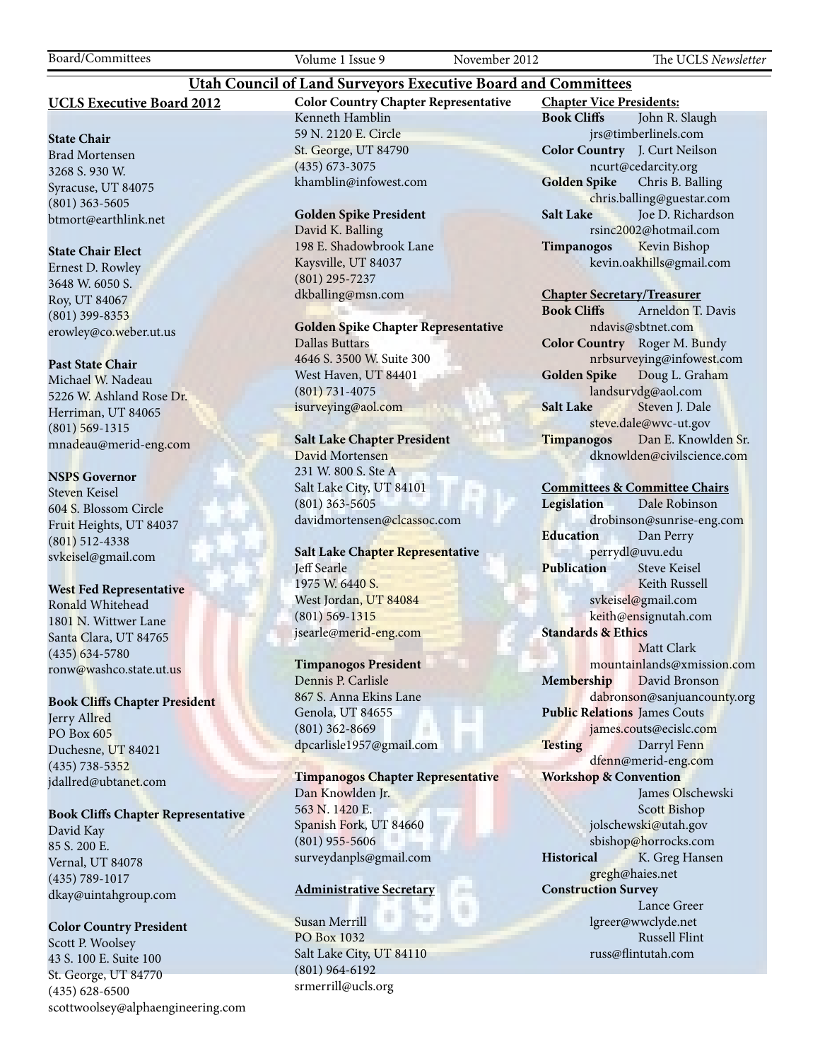# Utah Council of Land Surveyors Executive Board and Committees

## UCLS Executive Board 2012

**State Chair**
Brad Mortensen
3268 S. 930 W.
Syracuse, UT 84075
(801) 363-5605
btmort@earthlink.net

**State Chair Elect**
Ernest D. Rowley
3648 W. 6050 S.
Roy, UT 84067
(801) 399-8353
erowley@co.weber.ut.us

**Past State Chair**
Michael W. Nadeau
5226 W. Ashland Rose Dr.
Herriman, UT 84065
(801) 569-1315
mnadeau@merid-eng.com

**NSPS Governor**
Steven Keisel
604 S. Blossom Circle
Fruit Heights, UT 84037
(801) 512-4338
svkeisel@gmail.com

**West Fed Representative**
Ronald Whitehead
1801 N. Wittwer Lane
Santa Clara, UT 84765
(435) 634-5780
ronw@washco.state.ut.us

**Book Cliffs Chapter President**
Jerry Allred
PO Box 605
Duchesne, UT 84021
(435) 738-5352
jdallred@ubtanet.com

**Book Cliffs Chapter Representative**
David Kay
85 S. 200 E.
Vernal, UT 84078
(435) 789-1017
dkay@uintahgroup.com

**Color Country President**
Scott P. Woolsey
43 S. 100 E. Suite 100
St. George, UT 84770
(435) 628-6500
scottwoolsey@alphaengineering.com

**Color Country Chapter Representative**
Kenneth Hamblin
59 N. 2120 E. Circle
St. George, UT 84790
(435) 673-3075
khamblin@infowest.com

**Golden Spike President**
David K. Balling
198 E. Shadowbrook Lane
Kaysville, UT 84037
(801) 295-7237
dkballing@msn.com

**Golden Spike Chapter Representative**
Dallas Buttars
4646 S. 3500 W. Suite 300
West Haven, UT 84401
(801) 731-4075
isurveying@aol.com

**Salt Lake Chapter President**
David Mortensen
231 W. 800 S. Ste A
Salt Lake City, UT 84101
(801) 363-5605
davidmortensen@clcassoc.com

**Salt Lake Chapter Representative**
Jeff Searle
1975 W. 6440 S.
West Jordan, UT 84084
(801) 569-1315
jsearle@merid-eng.com

**Timpanogos President**
Dennis P. Carlisle
867 S. Anna Ekins Lane
Genola, UT 84655
(801) 362-8669
dpcarlisle1957@gmail.com

**Timpanogos Chapter Representative**
Dan Knowlden Jr.
563 N. 1420 E.
Spanish Fork, UT 84660
(801) 955-5606
surveydanpls@gmail.com

**Administrative Secretary**

Susan Merrill
PO Box 1032
Salt Lake City, UT 84110
(801) 964-6192
srmerrill@ucls.org

**Chapter Vice Presidents:**

**Book Cliffs** John R. Slaugh
jrs@timberlinels.com
**Color Country** J. Curt Neilson
ncurt@cedarcity.org
**Golden Spike** Chris B. Balling
chris.balling@guestar.com
**Salt Lake** Joe D. Richardson
rsinc2002@hotmail.com
**Timpanogos** Kevin Bishop
kevin.oakhills@gmail.com

**Chapter Secretary/Treasurer**

**Book Cliffs** Arneldon T. Davis
ndavis@sbtnet.com
**Color Country** Roger M. Bundy
nrbsurveying@infowest.com
**Golden Spike** Doug L. Graham
landsurvdg@aol.com
**Salt Lake** Steven J. Dale
steve.dale@wvc-ut.gov
**Timpanogos** Dan E. Knowlden Sr.
dknowlden@civilscience.com

**Committees & Committee Chairs**

**Legislation** Dale Robinson
drobinson@sunrise-eng.com
**Education** Dan Perry
perrydl@uvu.edu
**Publication** Steve Keisel
Keith Russell
svkeisel@gmail.com
keith@ensignutah.com
**Standards & Ethics**
Matt Clark
mountainlands@xmission.com
**Membership** David Bronson
dabronson@sanjuancounty.org
**Public Relations** James Couts
james.couts@ecislc.com
**Testing** Darryl Fenn
dfenn@merid-eng.com
**Workshop & Convention**
James Olschewski
Scott Bishop
jolschewski@utah.gov
sbishop@horrocks.com
**Historical** K. Greg Hansen
gregh@haies.net
**Construction Survey**
Lance Greer
lgreer@wwclyde.net
Russell Flint
russ@flintutah.com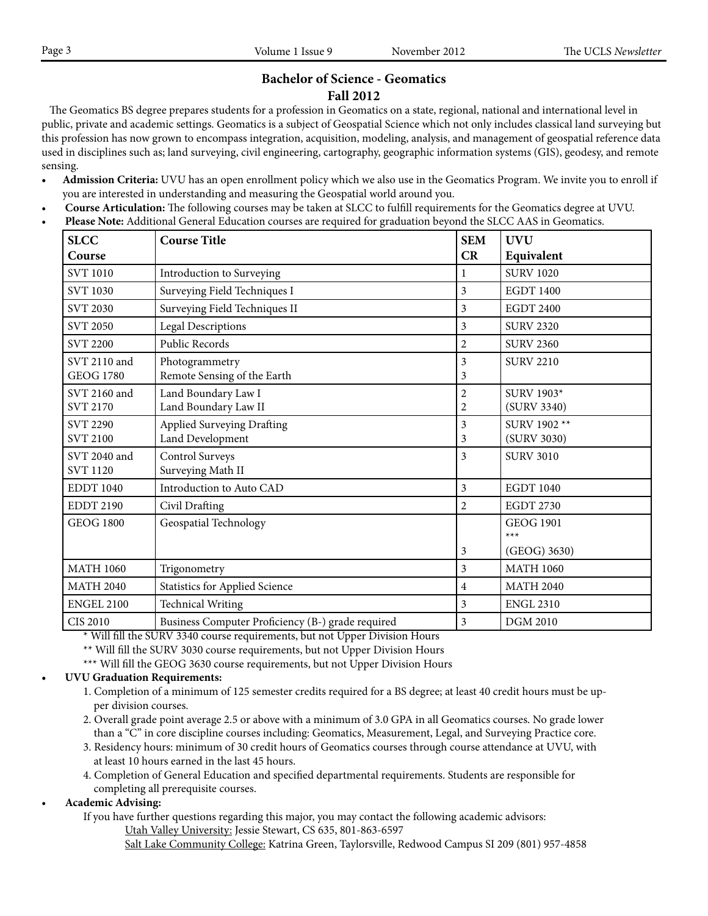## Bachelor of Science - Geomatics

### Fall 2012

The Geomatics BS degree prepares students for a profession in Geomatics on a state, regional, national and international level in public, private and academic settings. Geomatics is a subject of Geospatial Science which not only includes classical land surveying but this profession has now grown to encompass integration, acquisition, modeling, analysis, and management of geospatial reference data used in disciplines such as; land surveying, civil engineering, cartography, geographic information systems (GIS), geodesy, and remote sensing.

- **Admission Criteria:** UVU has an open enrollment policy which we also use in the Geomatics Program. We invite you to enroll if you are interested in understanding and measuring the Geospatial world around you.
- **Course Articulation:** The following courses may be taken at SLCC to fulfill requirements for the Geomatics degree at UVU.
- **Please Note:** Additional General Education courses are required for graduation beyond the SLCC AAS in Geomatics.

| SLCC Course | Course Title | SEM CR | UVU Equivalent |
|---|---|---|---|
| SVT 1010 | Introduction to Surveying | 1 | SURV 1020 |
| SVT 1030 | Surveying Field Techniques I | 3 | EGDT 1400 |
| SVT 2030 | Surveying Field Techniques II | 3 | EGDT 2400 |
| SVT 2050 | Legal Descriptions | 3 | SURV 2320 |
| SVT 2200 | Public Records | 2 | SURV 2360 |
| SVT 2110 and GEOG 1780 | Photogrammetry Remote Sensing of the Earth | 3 3 | SURV 2210 |
| SVT 2160 and SVT 2170 | Land Boundary Law I Land Boundary Law II | 2 2 | SURV 1903* (SURV 3340) |
| SVT 2290 SVT 2100 | Applied Surveying Drafting Land Development | 3 3 | SURV 1902 ** (SURV 3030) |
| SVT 2040 and SVT 1120 | Control Surveys Surveying Math II | 3 | SURV 3010 |
| EDDT 1040 | Introduction to Auto CAD | 3 | EGDT 1040 |
| EDDT 2190 | Civil Drafting | 2 | EGDT 2730 |
| GEOG 1800 | Geospatial Technology | 3 | GEOG 1901 *** (GEOG) 3630) |
| MATH 1060 | Trigonometry | 3 | MATH 1060 |
| MATH 2040 | Statistics for Applied Science | 4 | MATH 2040 |
| ENGEL 2100 | Technical Writing | 3 | ENGL 2310 |
| CIS 2010 | Business Computer Proficiency (B-) grade required | 3 | DGM 2010 |

\* Will fill the SURV 3340 course requirements, but not Upper Division Hours

** Will fill the SURV 3030 course requirements, but not Upper Division Hours

*** Will fill the GEOG 3630 course requirements, but not Upper Division Hours

- **UVU Graduation Requirements:**
  1. Completion of a minimum of 125 semester credits required for a BS degree; at least 40 credit hours must be upper division courses.
  2. Overall grade point average 2.5 or above with a minimum of 3.0 GPA in all Geomatics courses. No grade lower than a "C" in core discipline courses including: Geomatics, Measurement, Legal, and Surveying Practice core.
  3. Residency hours: minimum of 30 credit hours of Geomatics courses through course attendance at UVU, with at least 10 hours earned in the last 45 hours.
  4. Completion of General Education and specified departmental requirements. Students are responsible for completing all prerequisite courses.
- **Academic Advising:**

  If you have further questions regarding this major, you may contact the following academic advisors:

  Utah Valley University: Jessie Stewart, CS 635, 801-863-6597

  Salt Lake Community College: Katrina Green, Taylorsville, Redwood Campus SI 209 (801) 957-4858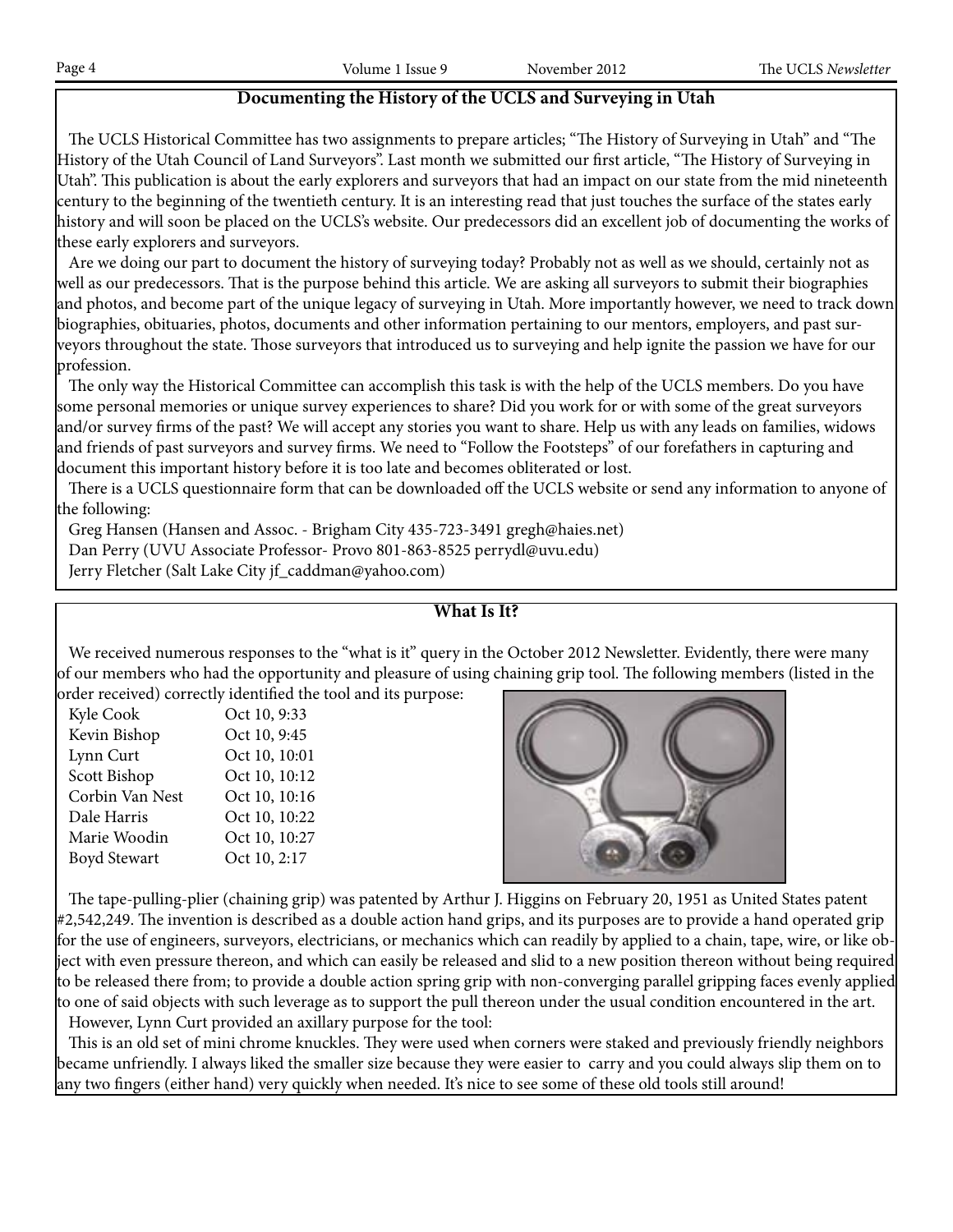## Documenting the History of the UCLS and Surveying in Utah

The UCLS Historical Committee has two assignments to prepare articles; "The History of Surveying in Utah" and "The History of the Utah Council of Land Surveyors". Last month we submitted our first article, "The History of Surveying in Utah". This publication is about the early explorers and surveyors that had an impact on our state from the mid nineteenth century to the beginning of the twentieth century. It is an interesting read that just touches the surface of the states early history and will soon be placed on the UCLS's website. Our predecessors did an excellent job of documenting the works of these early explorers and surveyors.

Are we doing our part to document the history of surveying today? Probably not as well as we should, certainly not as well as our predecessors. That is the purpose behind this article. We are asking all surveyors to submit their biographies and photos, and become part of the unique legacy of surveying in Utah. More importantly however, we need to track down biographies, obituaries, photos, documents and other information pertaining to our mentors, employers, and past surveyors throughout the state. Those surveyors that introduced us to surveying and help ignite the passion we have for our profession.

The only way the Historical Committee can accomplish this task is with the help of the UCLS members. Do you have some personal memories or unique survey experiences to share? Did you work for or with some of the great surveyors and/or survey firms of the past? We will accept any stories you want to share. Help us with any leads on families, widows and friends of past surveyors and survey firms. We need to "Follow the Footsteps" of our forefathers in capturing and document this important history before it is too late and becomes obliterated or lost.

There is a UCLS questionnaire form that can be downloaded off the UCLS website or send any information to anyone of the following:

Greg Hansen (Hansen and Assoc. - Brigham City 435-723-3491 gregh@haies.net)
Dan Perry (UVU Associate Professor- Provo 801-863-8525 perrydl@uvu.edu)
Jerry Fletcher (Salt Lake City jf_caddman@yahoo.com)

## What Is It?

We received numerous responses to the "what is it" query in the October 2012 Newsletter. Evidently, there were many of our members who had the opportunity and pleasure of using chaining grip tool. The following members (listed in the order received) correctly identified the tool and its purpose:

| | |
|---|---|
| Kyle Cook | Oct 10, 9:33 |
| Kevin Bishop | Oct 10, 9:45 |
| Lynn Curt | Oct 10, 10:01 |
| Scott Bishop | Oct 10, 10:12 |
| Corbin Van Nest | Oct 10, 10:16 |
| Dale Harris | Oct 10, 10:22 |
| Marie Woodin | Oct 10, 10:27 |
| Boyd Stewart | Oct 10, 2:17 |

The tape-pulling-plier (chaining grip) was patented by Arthur J. Higgins on February 20, 1951 as United States patent #2,542,249. The invention is described as a double action hand grips, and its purposes are to provide a hand operated grip for the use of engineers, surveyors, electricians, or mechanics which can readily by applied to a chain, tape, wire, or like object with even pressure thereon, and which can easily be released and slid to a new position thereon without being required to be released there from; to provide a double action spring grip with non-converging parallel gripping faces evenly applied to one of said objects with such leverage as to support the pull thereon under the usual condition encountered in the art.

However, Lynn Curt provided an axillary purpose for the tool:

This is an old set of mini chrome knuckles. They were used when corners were staked and previously friendly neighbors became unfriendly. I always liked the smaller size because they were easier to carry and you could always slip them on to any two fingers (either hand) very quickly when needed. It's nice to see some of these old tools still around!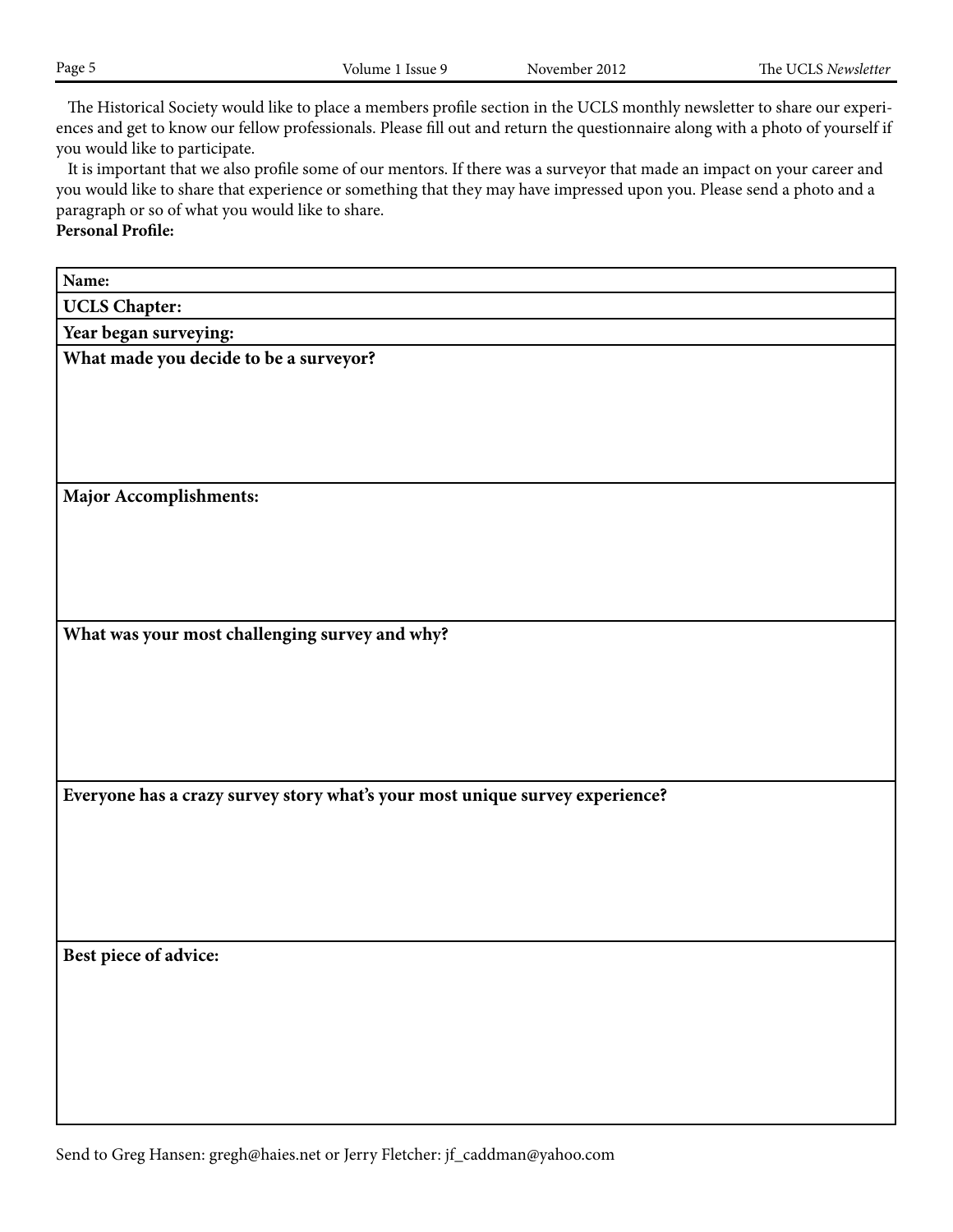The Historical Society would like to place a members profile section in the UCLS monthly newsletter to share our experiences and get to know our fellow professionals. Please fill out and return the questionnaire along with a photo of yourself if you would like to participate.

It is important that we also profile some of our mentors. If there was a surveyor that made an impact on your career and you would like to share that experience or something that they may have impressed upon you. Please send a photo and a paragraph or so of what you would like to share.

**Personal Profile:**

| **Name:** |
|---|
| **UCLS Chapter:** |
| **Year began surveying:** |
| **What made you decide to be a surveyor?** |
| **Major Accomplishments:** |
| **What was your most challenging survey and why?** |
| **Everyone has a crazy survey story what's your most unique survey experience?** |
| **Best piece of advice:** |

Send to Greg Hansen: gregh@haies.net or Jerry Fletcher: jf_caddman@yahoo.com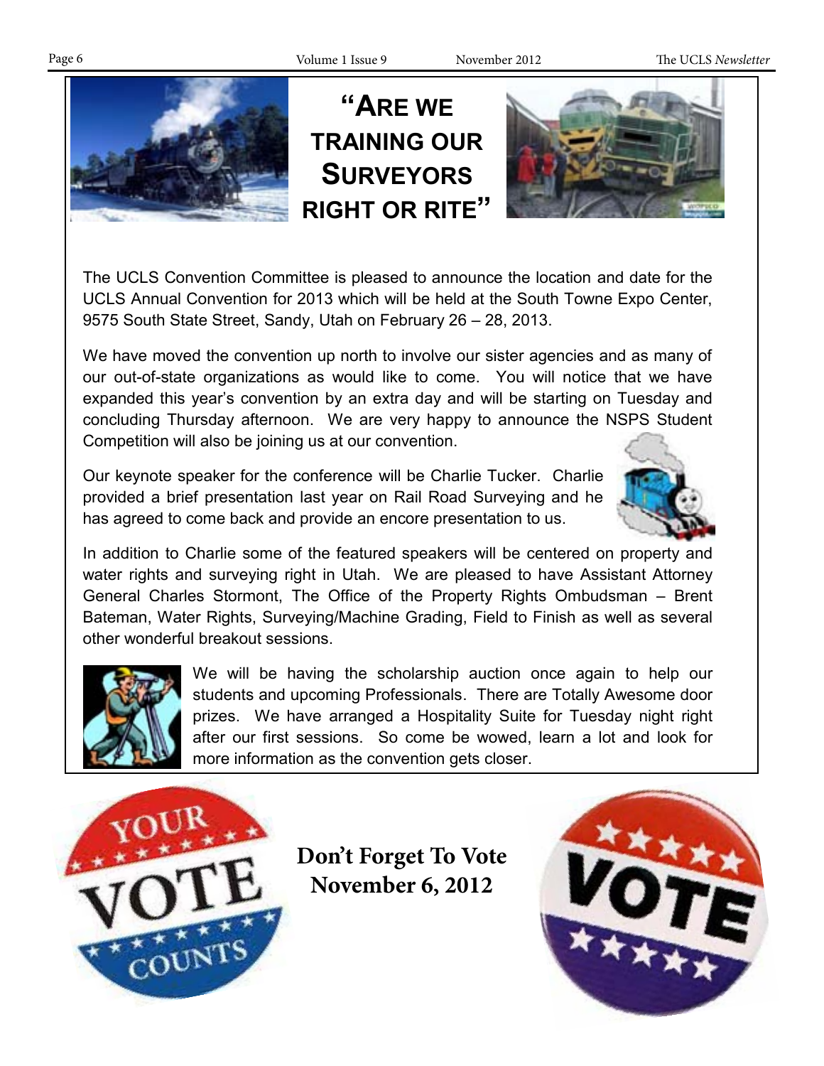# "Are we training our Surveyors right or rite"

The UCLS Convention Committee is pleased to announce the location and date for the UCLS Annual Convention for 2013 which will be held at the South Towne Expo Center, 9575 South State Street, Sandy, Utah on February 26 – 28, 2013.

We have moved the convention up north to involve our sister agencies and as many of our out-of-state organizations as would like to come. You will notice that we have expanded this year's convention by an extra day and will be starting on Tuesday and concluding Thursday afternoon. We are very happy to announce the NSPS Student Competition will also be joining us at our convention.

Our keynote speaker for the conference will be Charlie Tucker. Charlie provided a brief presentation last year on Rail Road Surveying and he has agreed to come back and provide an encore presentation to us.

In addition to Charlie some of the featured speakers will be centered on property and water rights and surveying right in Utah. We are pleased to have Assistant Attorney General Charles Stormont, The Office of the Property Rights Ombudsman – Brent Bateman, Water Rights, Surveying/Machine Grading, Field to Finish as well as several other wonderful breakout sessions.

We will be having the scholarship auction once again to help our students and upcoming Professionals. There are Totally Awesome door prizes. We have arranged a Hospitality Suite for Tuesday night right after our first sessions. So come be wowed, learn a lot and look for more information as the convention gets closer.

**Don't Forget To Vote November 6, 2012**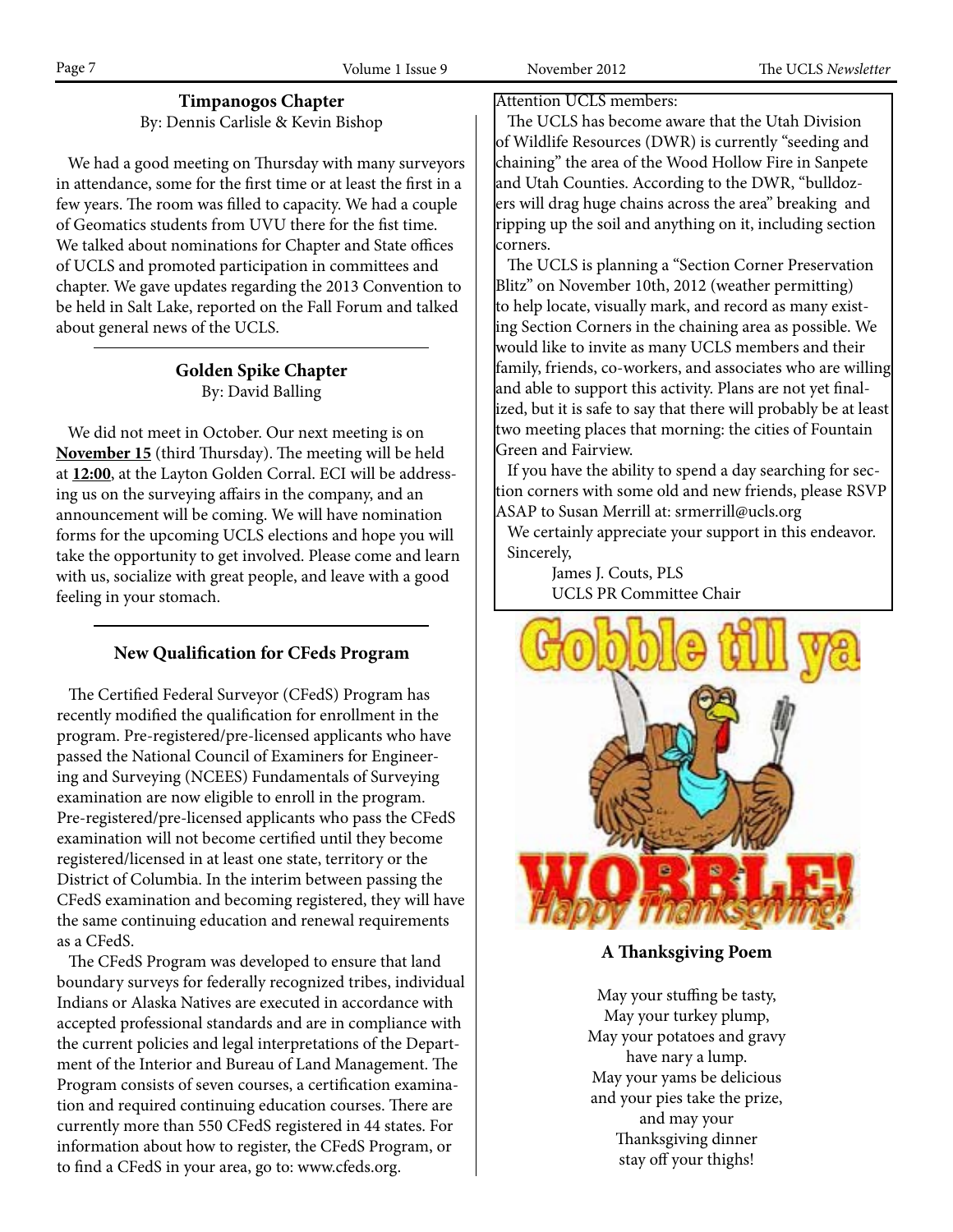## Timpanogos Chapter

By: Dennis Carlisle & Kevin Bishop

We had a good meeting on Thursday with many surveyors in attendance, some for the first time or at least the first in a few years. The room was filled to capacity. We had a couple of Geomatics students from UVU there for the fist time. We talked about nominations for Chapter and State offices of UCLS and promoted participation in committees and chapter. We gave updates regarding the 2013 Convention to be held in Salt Lake, reported on the Fall Forum and talked about general news of the UCLS.

## Golden Spike Chapter

By: David Balling

We did not meet in October. Our next meeting is on **November 15** (third Thursday). The meeting will be held at **12:00**, at the Layton Golden Corral. ECI will be addressing us on the surveying affairs in the company, and an announcement will be coming. We will have nomination forms for the upcoming UCLS elections and hope you will take the opportunity to get involved. Please come and learn with us, socialize with great people, and leave with a good feeling in your stomach.

## New Qualification for CFeds Program

The Certified Federal Surveyor (CFedS) Program has recently modified the qualification for enrollment in the program. Pre-registered/pre-licensed applicants who have passed the National Council of Examiners for Engineering and Surveying (NCEES) Fundamentals of Surveying examination are now eligible to enroll in the program. Pre-registered/pre-licensed applicants who pass the CFedS examination will not become certified until they become registered/licensed in at least one state, territory or the District of Columbia. In the interim between passing the CFedS examination and becoming registered, they will have the same continuing education and renewal requirements as a CFedS.

The CFedS Program was developed to ensure that land boundary surveys for federally recognized tribes, individual Indians or Alaska Natives are executed in accordance with accepted professional standards and are in compliance with the current policies and legal interpretations of the Department of the Interior and Bureau of Land Management. The Program consists of seven courses, a certification examination and required continuing education courses. There are currently more than 550 CFedS registered in 44 states. For information about how to register, the CFedS Program, or to find a CFedS in your area, go to: www.cfeds.org.

---

Attention UCLS members:

The UCLS has become aware that the Utah Division of Wildlife Resources (DWR) is currently "seeding and chaining" the area of the Wood Hollow Fire in Sanpete and Utah Counties. According to the DWR, "bulldozers will drag huge chains across the area" breaking and ripping up the soil and anything on it, including section corners.

The UCLS is planning a "Section Corner Preservation Blitz" on November 10th, 2012 (weather permitting) to help locate, visually mark, and record as many existing Section Corners in the chaining area as possible. We would like to invite as many UCLS members and their family, friends, co-workers, and associates who are willing and able to support this activity. Plans are not yet finalized, but it is safe to say that there will probably be at least two meeting places that morning: the cities of Fountain Green and Fairview.

If you have the ability to spend a day searching for section corners with some old and new friends, please RSVP ASAP to Susan Merrill at: srmerrill@ucls.org

We certainly appreciate your support in this endeavor.

Sincerely,

James J. Couts, PLS
UCLS PR Committee Chair

---

Gobble till ya WOBBLE! Happy Thanksgiving!

## A Thanksgiving Poem

May your stuffing be tasty,
May your turkey plump,
May your potatoes and gravy
have nary a lump.
May your yams be delicious
and your pies take the prize,
and may your
Thanksgiving dinner
stay off your thighs!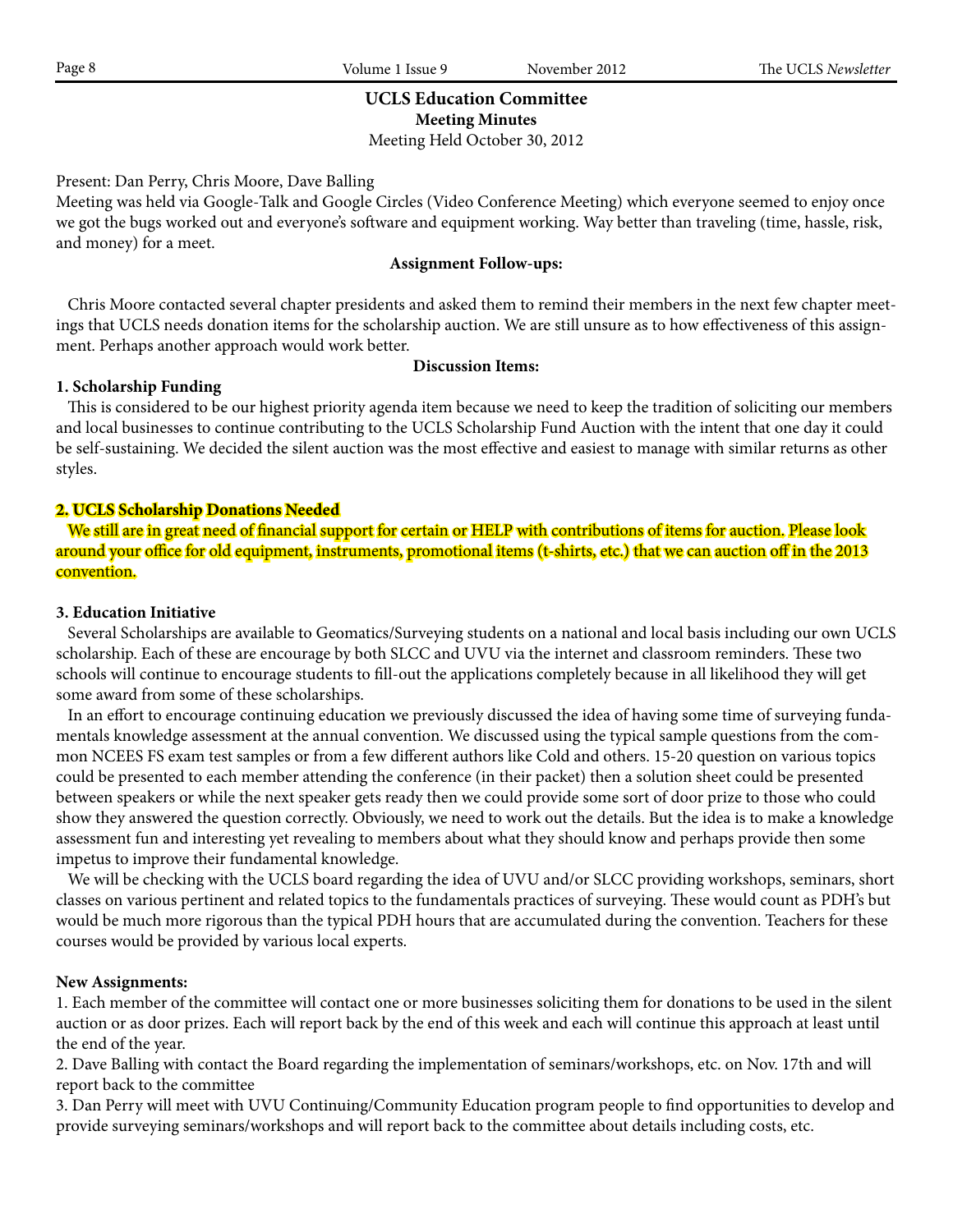## UCLS Education Committee

### Meeting Minutes

Meeting Held October 30, 2012

Present: Dan Perry, Chris Moore, Dave Balling

Meeting was held via Google-Talk and Google Circles (Video Conference Meeting) which everyone seemed to enjoy once we got the bugs worked out and everyone's software and equipment working. Way better than traveling (time, hassle, risk, and money) for a meet.

**Assignment Follow-ups:**

Chris Moore contacted several chapter presidents and asked them to remind their members in the next few chapter meetings that UCLS needs donation items for the scholarship auction. We are still unsure as to how effectiveness of this assignment. Perhaps another approach would work better.

**Discussion Items:**

**1. Scholarship Funding**

This is considered to be our highest priority agenda item because we need to keep the tradition of soliciting our members and local businesses to continue contributing to the UCLS Scholarship Fund Auction with the intent that one day it could be self-sustaining. We decided the silent auction was the most effective and easiest to manage with similar returns as other styles.

**2. UCLS Scholarship Donations Needed**

**We still are in great need of financial support for certain or HELP with contributions of items for auction. Please look around your office for old equipment, instruments, promotional items (t-shirts, etc.) that we can auction off in the 2013 convention.**

**3. Education Initiative**

Several Scholarships are available to Geomatics/Surveying students on a national and local basis including our own UCLS scholarship. Each of these are encourage by both SLCC and UVU via the internet and classroom reminders. These two schools will continue to encourage students to fill-out the applications completely because in all likelihood they will get some award from some of these scholarships.

In an effort to encourage continuing education we previously discussed the idea of having some time of surveying fundamentals knowledge assessment at the annual convention. We discussed using the typical sample questions from the common NCEES FS exam test samples or from a few different authors like Cold and others. 15-20 question on various topics could be presented to each member attending the conference (in their packet) then a solution sheet could be presented between speakers or while the next speaker gets ready then we could provide some sort of door prize to those who could show they answered the question correctly. Obviously, we need to work out the details. But the idea is to make a knowledge assessment fun and interesting yet revealing to members about what they should know and perhaps provide then some impetus to improve their fundamental knowledge.

We will be checking with the UCLS board regarding the idea of UVU and/or SLCC providing workshops, seminars, short classes on various pertinent and related topics to the fundamentals practices of surveying. These would count as PDH's but would be much more rigorous than the typical PDH hours that are accumulated during the convention. Teachers for these courses would be provided by various local experts.

**New Assignments:**

1. Each member of the committee will contact one or more businesses soliciting them for donations to be used in the silent auction or as door prizes. Each will report back by the end of this week and each will continue this approach at least until the end of the year.
2. Dave Balling with contact the Board regarding the implementation of seminars/workshops, etc. on Nov. 17th and will report back to the committee
3. Dan Perry will meet with UVU Continuing/Community Education program people to find opportunities to develop and provide surveying seminars/workshops and will report back to the committee about details including costs, etc.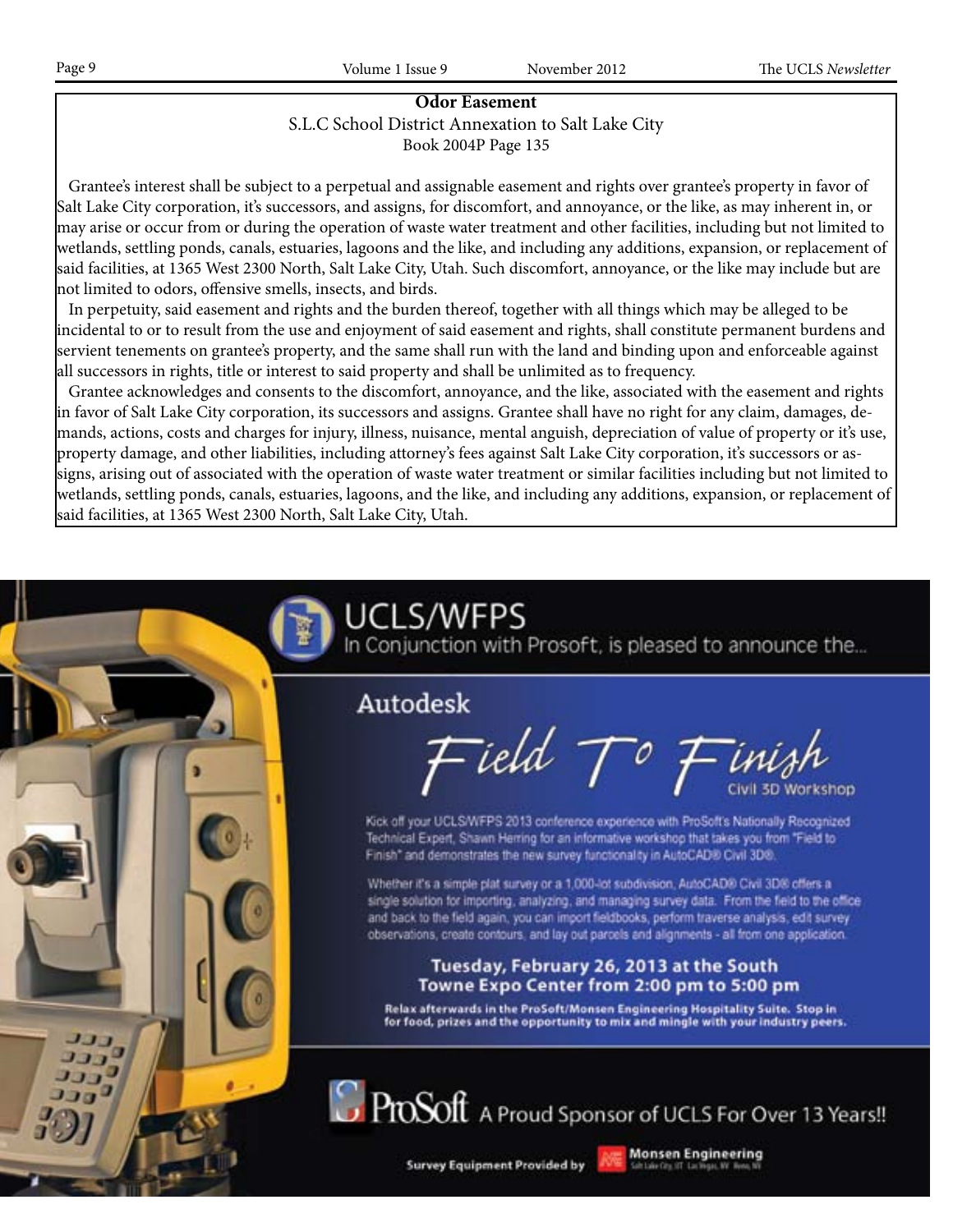**Odor Easement**

S.L.C School District Annexation to Salt Lake City

Book 2004P Page 135

Grantee's interest shall be subject to a perpetual and assignable easement and rights over grantee's property in favor of Salt Lake City corporation, it's successors, and assigns, for discomfort, and annoyance, or the like, as may inherent in, or may arise or occur from or during the operation of waste water treatment and other facilities, including but not limited to wetlands, settling ponds, canals, estuaries, lagoons and the like, and including any additions, expansion, or replacement of said facilities, at 1365 West 2300 North, Salt Lake City, Utah. Such discomfort, annoyance, or the like may include but are not limited to odors, offensive smells, insects, and birds.

In perpetuity, said easement and rights and the burden thereof, together with all things which may be alleged to be incidental to or to result from the use and enjoyment of said easement and rights, shall constitute permanent burdens and servient tenements on grantee's property, and the same shall run with the land and binding upon and enforceable against all successors in rights, title or interest to said property and shall be unlimited as to frequency.

Grantee acknowledges and consents to the discomfort, annoyance, and the like, associated with the easement and rights in favor of Salt Lake City corporation, its successors and assigns. Grantee shall have no right for any claim, damages, demands, actions, costs and charges for injury, illness, nuisance, mental anguish, depreciation of value of property or it's use, property damage, and other liabilities, including attorney's fees against Salt Lake City corporation, it's successors or assigns, arising out of associated with the operation of waste water treatment or similar facilities including but not limited to wetlands, settling ponds, canals, estuaries, lagoons, and the like, and including any additions, expansion, or replacement of said facilities, at 1365 West 2300 North, Salt Lake City, Utah.

# UCLS/WFPS

In Conjunction with Prosoft, is pleased to announce the...

## Autodesk *Field To Finish* Civil 3D Workshop

Kick off your UCLS/WFPS 2013 conference experience with ProSoft's Nationally Recognized Technical Expert, Shawn Herring for an informative workshop that takes you from "Field to Finish" and demonstrates the new survey functionality in AutoCAD® Civil 3D®.

Whether it's a simple plat survey or a 1,000-lot subdivision, AutoCAD® Civil 3D® offers a single solution for importing, analyzing, and managing survey data. From the field to the office and back to the field again, you can import fieldbooks, perform traverse analysis, edit survey observations, create contours, and lay out parcels and alignments - all from one application.

**Tuesday, February 26, 2013 at the South Towne Expo Center from 2:00 pm to 5:00 pm**

**Relax afterwards in the ProSoft/Monsen Engineering Hospitality Suite. Stop in for food, prizes and the opportunity to mix and mingle with your industry peers.**

ProSoft A Proud Sponsor of UCLS For Over 13 Years!!

Survey Equipment Provided by Monsen Engineering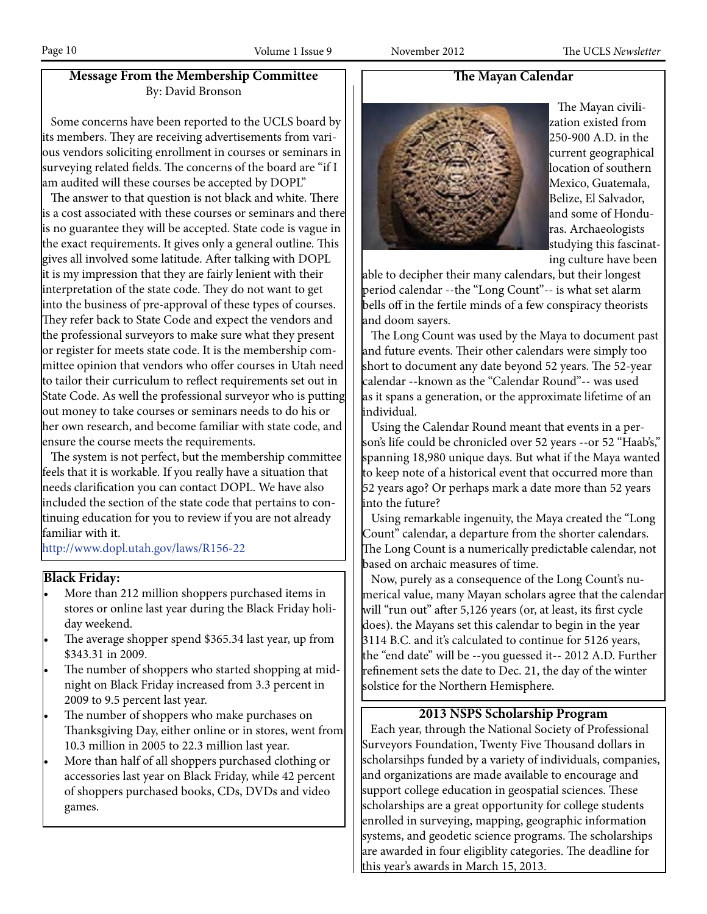## Message From the Membership Committee

By: David Bronson

Some concerns have been reported to the UCLS board by its members. They are receiving advertisements from various vendors soliciting enrollment in courses or seminars in surveying related fields. The concerns of the board are "if I am audited will these courses be accepted by DOPL"

The answer to that question is not black and white. There is a cost associated with these courses or seminars and there is no guarantee they will be accepted. State code is vague in the exact requirements. It gives only a general outline. This gives all involved some latitude. After talking with DOPL it is my impression that they are fairly lenient with their interpretation of the state code. They do not want to get into the business of pre-approval of these types of courses. They refer back to State Code and expect the vendors and the professional surveyors to make sure what they present or register for meets state code. It is the membership committee opinion that vendors who offer courses in Utah need to tailor their curriculum to reflect requirements set out in State Code. As well the professional surveyor who is putting out money to take courses or seminars needs to do his or her own research, and become familiar with state code, and ensure the course meets the requirements.

The system is not perfect, but the membership committee feels that it is workable. If you really have a situation that needs clarification you can contact DOPL. We have also included the section of the state code that pertains to continuing education for you to review if you are not already familiar with it.

http://www.dopl.utah.gov/laws/R156-22

## Black Friday:

- More than 212 million shoppers purchased items in stores or online last year during the Black Friday holiday weekend.
- The average shopper spend $365.34 last year, up from $343.31 in 2009.
- The number of shoppers who started shopping at midnight on Black Friday increased from 3.3 percent in 2009 to 9.5 percent last year.
- The number of shoppers who make purchases on Thanksgiving Day, either online or in stores, went from 10.3 million in 2005 to 22.3 million last year.
- More than half of all shoppers purchased clothing or accessories last year on Black Friday, while 42 percent of shoppers purchased books, CDs, DVDs and video games.

## The Mayan Calendar

The Mayan civilization existed from 250-900 A.D. in the current geographical location of southern Mexico, Guatemala, Belize, El Salvador, and some of Honduras. Archaeologists studying this fascinating culture have been able to decipher their many calendars, but their longest period calendar --the "Long Count"-- is what set alarm bells off in the fertile minds of a few conspiracy theorists and doom sayers.

The Long Count was used by the Maya to document past and future events. Their other calendars were simply too short to document any date beyond 52 years. The 52-year calendar --known as the "Calendar Round"-- was used as it spans a generation, or the approximate lifetime of an individual.

Using the Calendar Round meant that events in a person's life could be chronicled over 52 years --or 52 "Haab's," spanning 18,980 unique days. But what if the Maya wanted to keep note of a historical event that occurred more than 52 years ago? Or perhaps mark a date more than 52 years into the future?

Using remarkable ingenuity, the Maya created the "Long Count" calendar, a departure from the shorter calendars. The Long Count is a numerically predictable calendar, not based on archaic measures of time.

Now, purely as a consequence of the Long Count's numerical value, many Mayan scholars agree that the calendar will "run out" after 5,126 years (or, at least, its first cycle does). the Mayans set this calendar to begin in the year 3114 B.C. and it's calculated to continue for 5126 years, the "end date" will be --you guessed it-- 2012 A.D. Further refinement sets the date to Dec. 21, the day of the winter solstice for the Northern Hemisphere.

## 2013 NSPS Scholarship Program

Each year, through the National Society of Professional Surveyors Foundation, Twenty Five Thousand dollars in scholarsihps funded by a variety of individuals, companies, and organizations are made available to encourage and support college education in geospatial sciences. These scholarships are a great opportunity for college students enrolled in surveying, mapping, geographic information systems, and geodetic science programs. The scholarships are awarded in four eligiblity categories. The deadline for this year's awards in March 15, 2013.